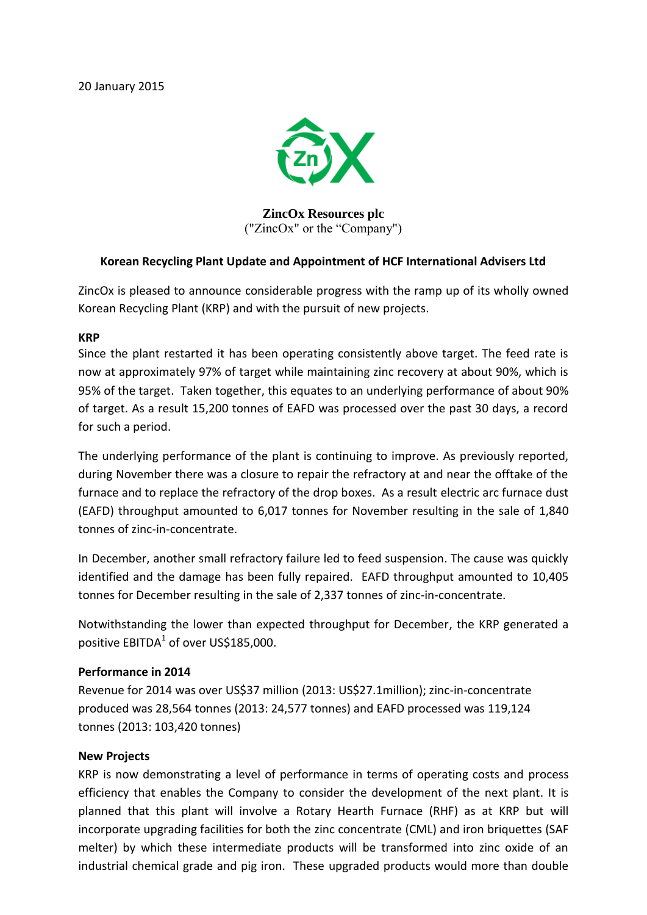20 January 2015

**ZincOx Resources plc**
("ZincOx" or the "Company")

**Korean Recycling Plant Update and Appointment of HCF International Advisers Ltd**

ZincOx is pleased to announce considerable progress with the ramp up of its wholly owned Korean Recycling Plant (KRP) and with the pursuit of new projects.

**KRP**

Since the plant restarted it has been operating consistently above target. The feed rate is now at approximately 97% of target while maintaining zinc recovery at about 90%, which is 95% of the target. Taken together, this equates to an underlying performance of about 90% of target. As a result 15,200 tonnes of EAFD was processed over the past 30 days, a record for such a period.

The underlying performance of the plant is continuing to improve. As previously reported, during November there was a closure to repair the refractory at and near the offtake of the furnace and to replace the refractory of the drop boxes. As a result electric arc furnace dust (EAFD) throughput amounted to 6,017 tonnes for November resulting in the sale of 1,840 tonnes of zinc-in-concentrate.

In December, another small refractory failure led to feed suspension. The cause was quickly identified and the damage has been fully repaired. EAFD throughput amounted to 10,405 tonnes for December resulting in the sale of 2,337 tonnes of zinc-in-concentrate.

Notwithstanding the lower than expected throughput for December, the KRP generated a positive EBITDA[1] of over US$185,000.

**Performance in 2014**

Revenue for 2014 was over US$37 million (2013: US$27.1million); zinc-in-concentrate produced was 28,564 tonnes (2013: 24,577 tonnes) and EAFD processed was 119,124 tonnes (2013: 103,420 tonnes)

**New Projects**

KRP is now demonstrating a level of performance in terms of operating costs and process efficiency that enables the Company to consider the development of the next plant. It is planned that this plant will involve a Rotary Hearth Furnace (RHF) as at KRP but will incorporate upgrading facilities for both the zinc concentrate (CML) and iron briquettes (SAF melter) by which these intermediate products will be transformed into zinc oxide of an industrial chemical grade and pig iron. These upgraded products would more than double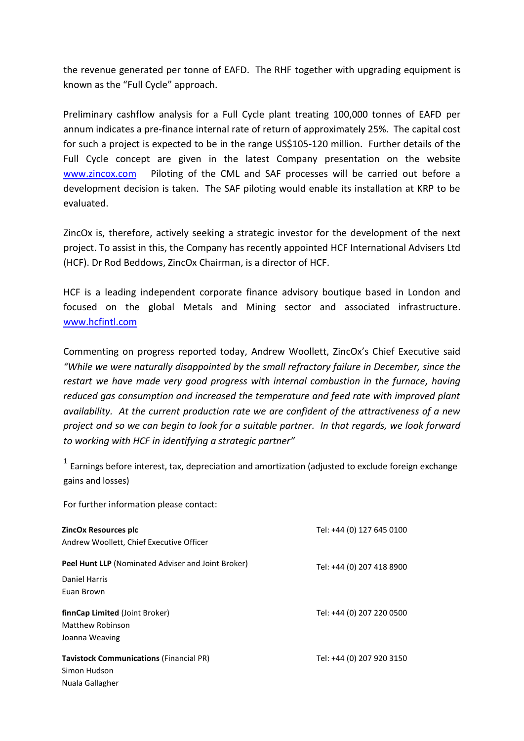the revenue generated per tonne of EAFD. The RHF together with upgrading equipment is known as the “Full Cycle” approach.

Preliminary cashflow analysis for a Full Cycle plant treating 100,000 tonnes of EAFD per annum indicates a pre-finance internal rate of return of approximately 25%. The capital cost for such a project is expected to be in the range US$105-120 million. Further details of the Full Cycle concept are given in the latest Company presentation on the website www.zincox.com Piloting of the CML and SAF processes will be carried out before a development decision is taken. The SAF piloting would enable its installation at KRP to be evaluated.

ZincOx is, therefore, actively seeking a strategic investor for the development of the next project. To assist in this, the Company has recently appointed HCF International Advisers Ltd (HCF). Dr Rod Beddows, ZincOx Chairman, is a director of HCF.

HCF is a leading independent corporate finance advisory boutique based in London and focused on the global Metals and Mining sector and associated infrastructure. www.hcfintl.com

Commenting on progress reported today, Andrew Woollett, ZincOx’s Chief Executive said *“While we were naturally disappointed by the small refractory failure in December, since the restart we have made very good progress with internal combustion in the furnace, having reduced gas consumption and increased the temperature and feed rate with improved plant availability. At the current production rate we are confident of the attractiveness of a new project and so we can begin to look for a suitable partner. In that regards, we look forward to working with HCF in identifying a strategic partner”*

[1] Earnings before interest, tax, depreciation and amortization (adjusted to exclude foreign exchange gains and losses)

For further information please contact:

| | |
|---|---|
| **ZincOx Resources plc**<br>Andrew Woollett, Chief Executive Officer | Tel: +44 (0) 127 645 0100 |
| **Peel Hunt LLP** (Nominated Adviser and Joint Broker)<br>Daniel Harris<br>Euan Brown | Tel: +44 (0) 207 418 8900 |
| **finnCap Limited** (Joint Broker)<br>Matthew Robinson<br>Joanna Weaving | Tel: +44 (0) 207 220 0500 |
| **Tavistock Communications** (Financial PR)<br>Simon Hudson<br>Nuala Gallagher | Tel: +44 (0) 207 920 3150 |